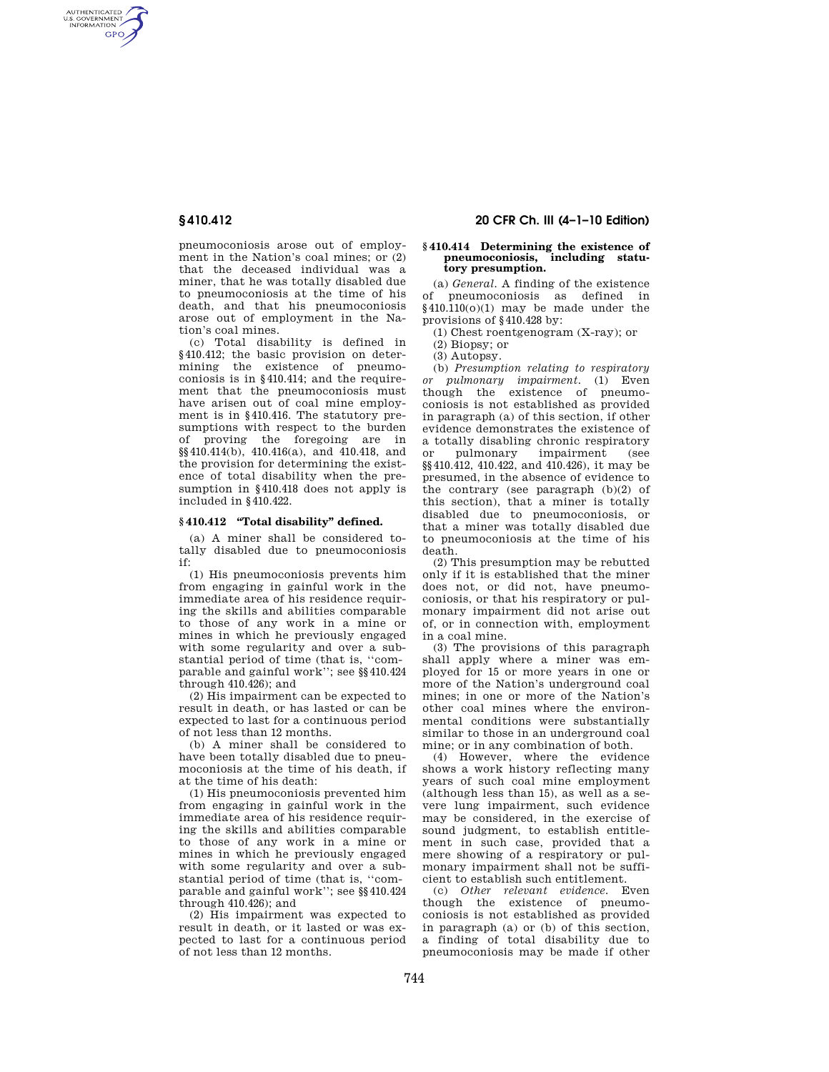pneumoconiosis arose out of employment in the Nation's coal mines; or (2) that the deceased individual was a miner, that he was totally disabled due to pneumoconiosis at the time of his death, and that his pneumoconiosis arose out of employment in the Nation's coal mines.

(c) Total disability is defined in §410.412; the basic provision on determining the existence of pneumoconiosis is in §410.414; and the requirement that the pneumoconiosis must have arisen out of coal mine employment is in §410.416. The statutory presumptions with respect to the burden of proving the foregoing are in §§410.414(b), 410.416(a), and 410.418, and the provision for determining the existence of total disability when the presumption in §410.418 does not apply is included in §410.422.

### §410.412 "Total disability" defined.

(a) A miner shall be considered totally disabled due to pneumoconiosis if:

(1) His pneumoconiosis prevents him from engaging in gainful work in the immediate area of his residence requiring the skills and abilities comparable to those of any work in a mine or mines in which he previously engaged with some regularity and over a substantial period of time (that is, "comparable and gainful work"; see §§410.424 through 410.426); and

(2) His impairment can be expected to result in death, or has lasted or can be expected to last for a continuous period of not less than 12 months.

(b) A miner shall be considered to have been totally disabled due to pneumoconiosis at the time of his death, if at the time of his death:

(1) His pneumoconiosis prevented him from engaging in gainful work in the immediate area of his residence requiring the skills and abilities comparable to those of any work in a mine or mines in which he previously engaged with some regularity and over a substantial period of time (that is, "comparable and gainful work"; see §§410.424 through 410.426); and

(2) His impairment was expected to result in death, or it lasted or was expected to last for a continuous period of not less than 12 months.

### §410.414 Determining the existence of pneumoconiosis, including statutory presumption.

(a) *General.* A finding of the existence of pneumoconiosis as defined in §410.110(o)(1) may be made under the provisions of §410.428 by:

(1) Chest roentgenogram (X-ray); or

(2) Biopsy; or

(3) Autopsy.

(b) *Presumption relating to respiratory or pulmonary impairment.* (1) Even though the existence of pneumoconiosis is not established as provided in paragraph (a) of this section, if other evidence demonstrates the existence of a totally disabling chronic respiratory or pulmonary impairment (see §§410.412, 410.422, and 410.426), it may be presumed, in the absence of evidence to the contrary (see paragraph (b)(2) of this section), that a miner is totally disabled due to pneumoconiosis, or that a miner was totally disabled due to pneumoconiosis at the time of his death.

(2) This presumption may be rebutted only if it is established that the miner does not, or did not, have pneumoconiosis, or that his respiratory or pulmonary impairment did not arise out of, or in connection with, employment in a coal mine.

(3) The provisions of this paragraph shall apply where a miner was employed for 15 or more years in one or more of the Nation's underground coal mines; in one or more of the Nation's other coal mines where the environmental conditions were substantially similar to those in an underground coal mine; or in any combination of both.

(4) However, where the evidence shows a work history reflecting many years of such coal mine employment (although less than 15), as well as a severe lung impairment, such evidence may be considered, in the exercise of sound judgment, to establish entitlement in such case, provided that a mere showing of a respiratory or pulmonary impairment shall not be sufficient to establish such entitlement.

(c) *Other relevant evidence.* Even though the existence of pneumoconiosis is not established as provided in paragraph (a) or (b) of this section, a finding of total disability due to pneumoconiosis may be made if other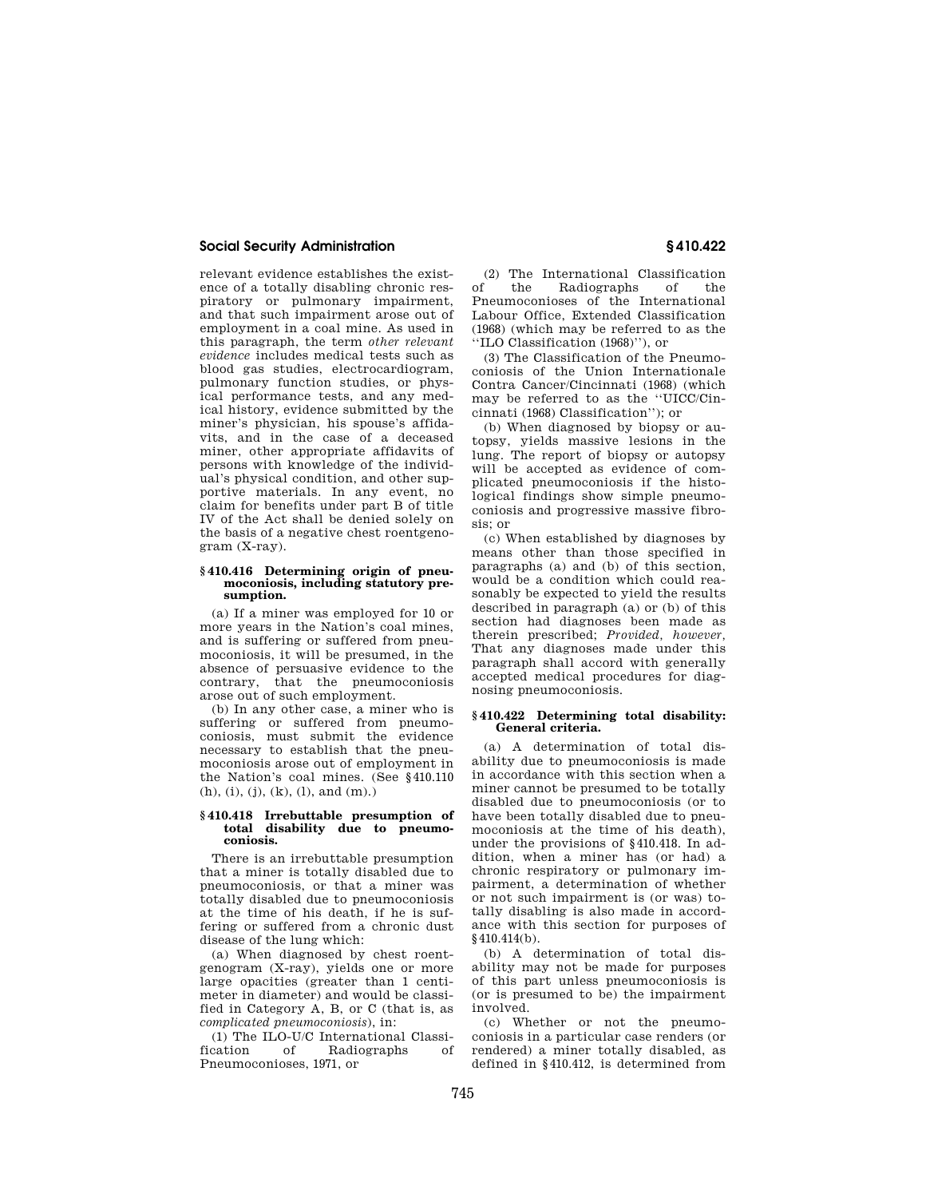relevant evidence establishes the existence of a totally disabling chronic respiratory or pulmonary impairment, and that such impairment arose out of employment in a coal mine. As used in this paragraph, the term *other relevant evidence* includes medical tests such as blood gas studies, electrocardiogram, pulmonary function studies, or physical performance tests, and any medical history, evidence submitted by the miner's physician, his spouse's affidavits, and in the case of a deceased miner, other appropriate affidavits of persons with knowledge of the individual's physical condition, and other supportive materials. In any event, no claim for benefits under part B of title IV of the Act shall be denied solely on the basis of a negative chest roentgenogram (X-ray).

#### § 410.416 Determining origin of pneumoconiosis, including statutory presumption.

(a) If a miner was employed for 10 or more years in the Nation's coal mines, and is suffering or suffered from pneumoconiosis, it will be presumed, in the absence of persuasive evidence to the contrary, that the pneumoconiosis arose out of such employment.

(b) In any other case, a miner who is suffering or suffered from pneumoconiosis, must submit the evidence necessary to establish that the pneumoconiosis arose out of employment in the Nation's coal mines. (See § 410.110 (h), (i), (j), (k), (l), and (m).)

#### § 410.418 Irrebuttable presumption of total disability due to pneumoconiosis.

There is an irrebuttable presumption that a miner is totally disabled due to pneumoconiosis, or that a miner was totally disabled due to pneumoconiosis at the time of his death, if he is suffering or suffered from a chronic dust disease of the lung which:

(a) When diagnosed by chest roentgenogram (X-ray), yields one or more large opacities (greater than 1 centimeter in diameter) and would be classified in Category A, B, or C (that is, as *complicated pneumoconiosis*), in:

(1) The ILO-U/C International Classification of Radiographs of Pneumoconioses, 1971, or

(2) The International Classification of the Radiographs of the Pneumoconioses of the International Labour Office, Extended Classification (1968) (which may be referred to as the ''ILO Classification (1968)''), or

(3) The Classification of the Pneumoconiosis of the Union Internationale Contra Cancer/Cincinnati (1968) (which may be referred to as the ''UICC/Cincinnati (1968) Classification''); or

(b) When diagnosed by biopsy or autopsy, yields massive lesions in the lung. The report of biopsy or autopsy will be accepted as evidence of complicated pneumoconiosis if the histological findings show simple pneumoconiosis and progressive massive fibrosis; or

(c) When established by diagnoses by means other than those specified in paragraphs (a) and (b) of this section, would be a condition which could reasonably be expected to yield the results described in paragraph (a) or (b) of this section had diagnoses been made as therein prescribed; *Provided, however,* That any diagnoses made under this paragraph shall accord with generally accepted medical procedures for diagnosing pneumoconiosis.

#### § 410.422 Determining total disability: General criteria.

(a) A determination of total disability due to pneumoconiosis is made in accordance with this section when a miner cannot be presumed to be totally disabled due to pneumoconiosis (or to have been totally disabled due to pneumoconiosis at the time of his death), under the provisions of § 410.418. In addition, when a miner has (or had) a chronic respiratory or pulmonary impairment, a determination of whether or not such impairment is (or was) totally disabling is also made in accordance with this section for purposes of § 410.414(b).

(b) A determination of total disability may not be made for purposes of this part unless pneumoconiosis is (or is presumed to be) the impairment involved.

(c) Whether or not the pneumoconiosis in a particular case renders (or rendered) a miner totally disabled, as defined in § 410.412, is determined from